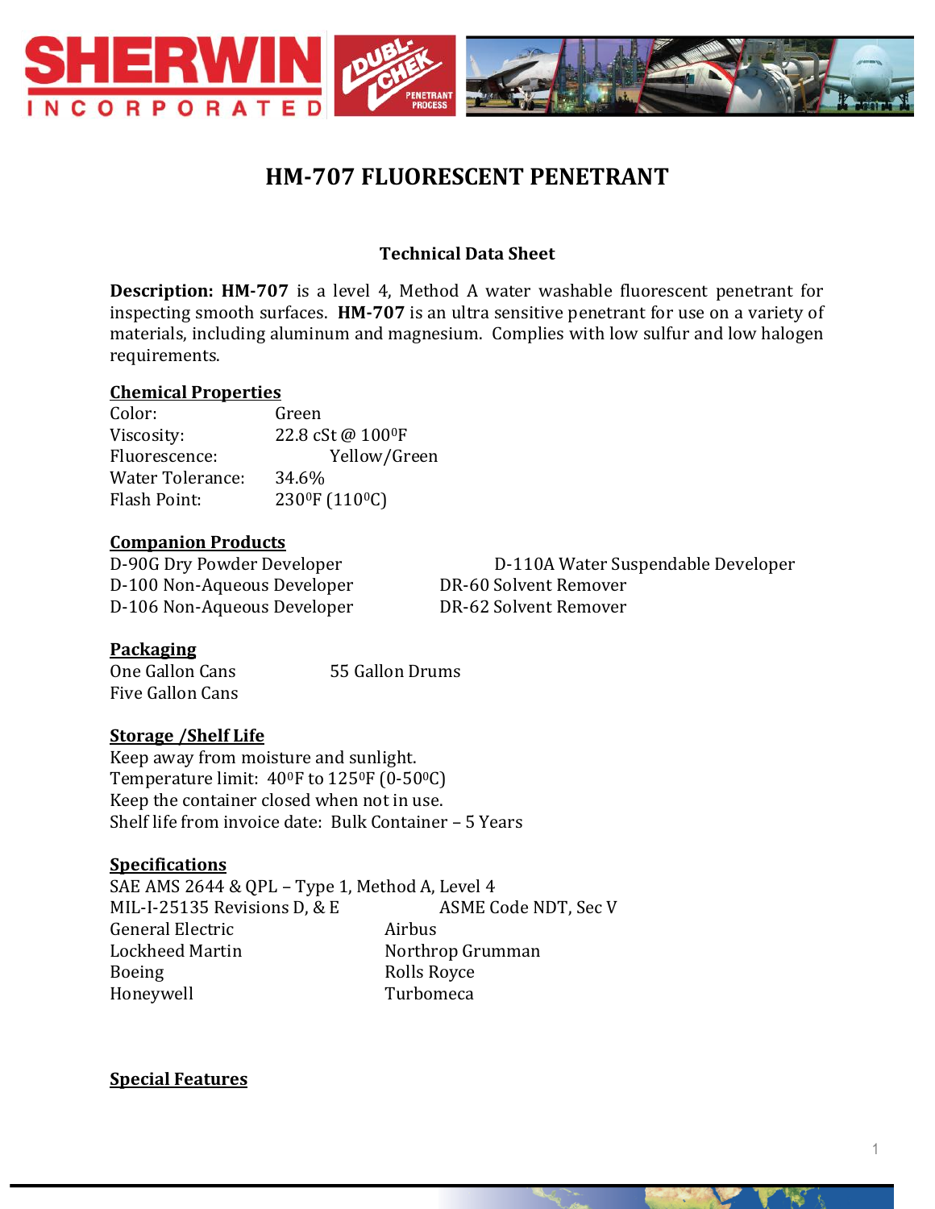# HM-707 FLUORESCENT PENETRANT

**Technical Data Sheet**

**Description: HM-707** is a level 4, Method A water washable fluorescent penetrant for inspecting smooth surfaces. **HM-707** is an ultra sensitive penetrant for use on a variety of materials, including aluminum and magnesium. Complies with low sulfur and low halogen requirements.

**Chemical Properties**

| | |
|---|---|
| Color: | Green |
| Viscosity: | 22.8 cSt @ 100$^0$F |
| Fluorescence: | Yellow/Green |
| Water Tolerance: | 34.6% |
| Flash Point: | 230$^0$F (110$^0$C) |

**Companion Products**

D-90G Dry Powder Developer
D-100 Non-Aqueous Developer
D-106 Non-Aqueous Developer
D-110A Water Suspendable Developer
DR-60 Solvent Remover
DR-62 Solvent Remover

**Packaging**

One Gallon Cans
Five Gallon Cans
55 Gallon Drums

**Storage /Shelf Life**

Keep away from moisture and sunlight.
Temperature limit: 40$^0$F to 125$^0$F (0-50$^0$C)
Keep the container closed when not in use.
Shelf life from invoice date: Bulk Container – 5 Years

**Specifications**

SAE AMS 2644 & QPL – Type 1, Method A, Level 4
MIL-I-25135 Revisions D, & E
ASME Code NDT, Sec V
General Electric
Lockheed Martin
Boeing
Honeywell
Airbus
Northrop Grumman
Rolls Royce
Turbomeca

**Special Features**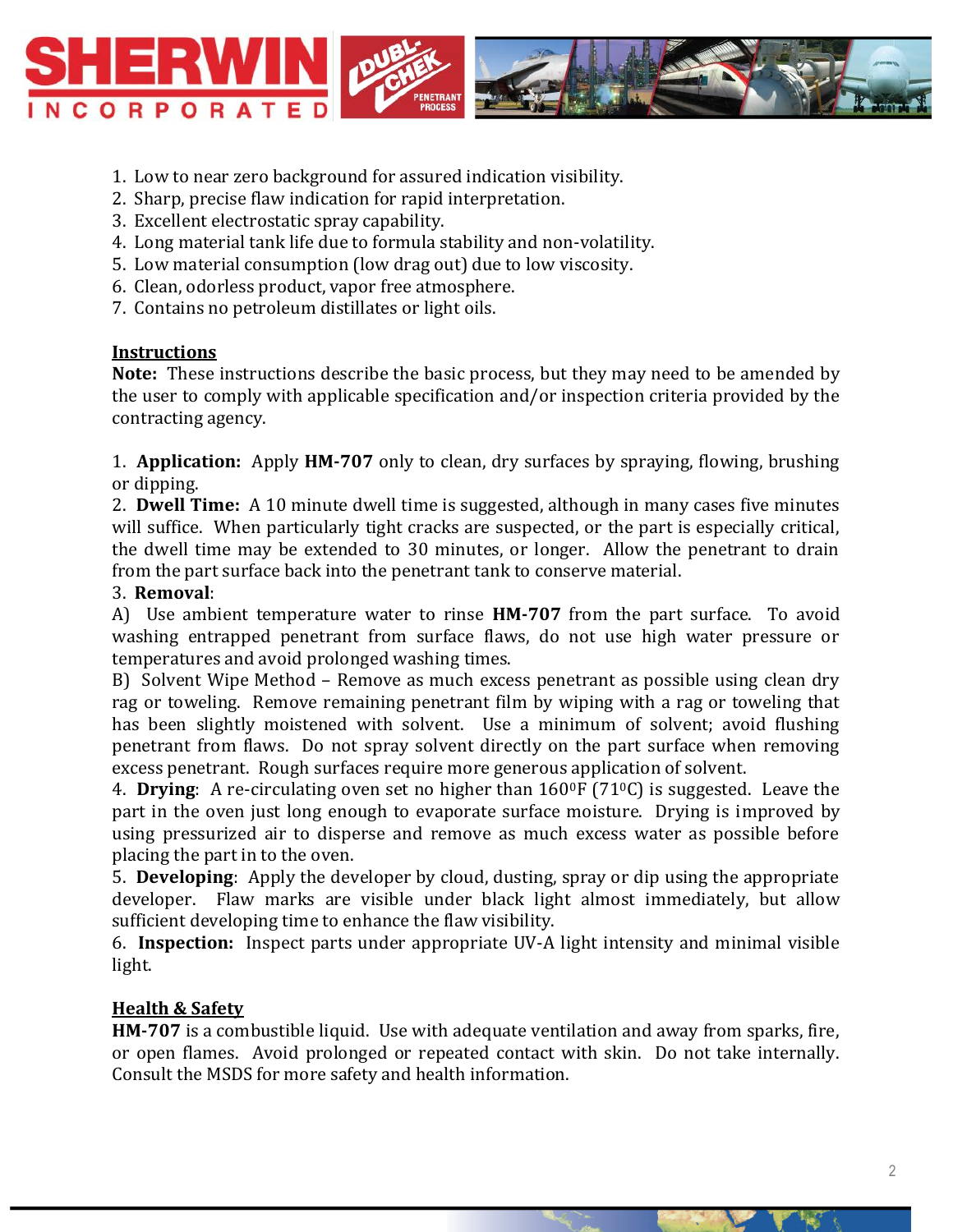1. Low to near zero background for assured indication visibility.
2. Sharp, precise flaw indication for rapid interpretation.
3. Excellent electrostatic spray capability.
4. Long material tank life due to formula stability and non-volatility.
5. Low material consumption (low drag out) due to low viscosity.
6. Clean, odorless product, vapor free atmosphere.
7. Contains no petroleum distillates or light oils.

## Instructions

**Note:** These instructions describe the basic process, but they may need to be amended by the user to comply with applicable specification and/or inspection criteria provided by the contracting agency.

1. **Application:** Apply **HM-707** only to clean, dry surfaces by spraying, flowing, brushing or dipping.
2. **Dwell Time:** A 10 minute dwell time is suggested, although in many cases five minutes will suffice. When particularly tight cracks are suspected, or the part is especially critical, the dwell time may be extended to 30 minutes, or longer. Allow the penetrant to drain from the part surface back into the penetrant tank to conserve material.
3. **Removal**:

A) Use ambient temperature water to rinse **HM-707** from the part surface. To avoid washing entrapped penetrant from surface flaws, do not use high water pressure or temperatures and avoid prolonged washing times.

B) Solvent Wipe Method – Remove as much excess penetrant as possible using clean dry rag or toweling. Remove remaining penetrant film by wiping with a rag or toweling that has been slightly moistened with solvent. Use a minimum of solvent; avoid flushing penetrant from flaws. Do not spray solvent directly on the part surface when removing excess penetrant. Rough surfaces require more generous application of solvent.

4. **Drying**: A re-circulating oven set no higher than 160°F (71°C) is suggested. Leave the part in the oven just long enough to evaporate surface moisture. Drying is improved by using pressurized air to disperse and remove as much excess water as possible before placing the part in to the oven.
5. **Developing**: Apply the developer by cloud, dusting, spray or dip using the appropriate developer. Flaw marks are visible under black light almost immediately, but allow sufficient developing time to enhance the flaw visibility.
6. **Inspection:** Inspect parts under appropriate UV-A light intensity and minimal visible light.

## Health & Safety

**HM-707** is a combustible liquid. Use with adequate ventilation and away from sparks, fire, or open flames. Avoid prolonged or repeated contact with skin. Do not take internally. Consult the MSDS for more safety and health information.